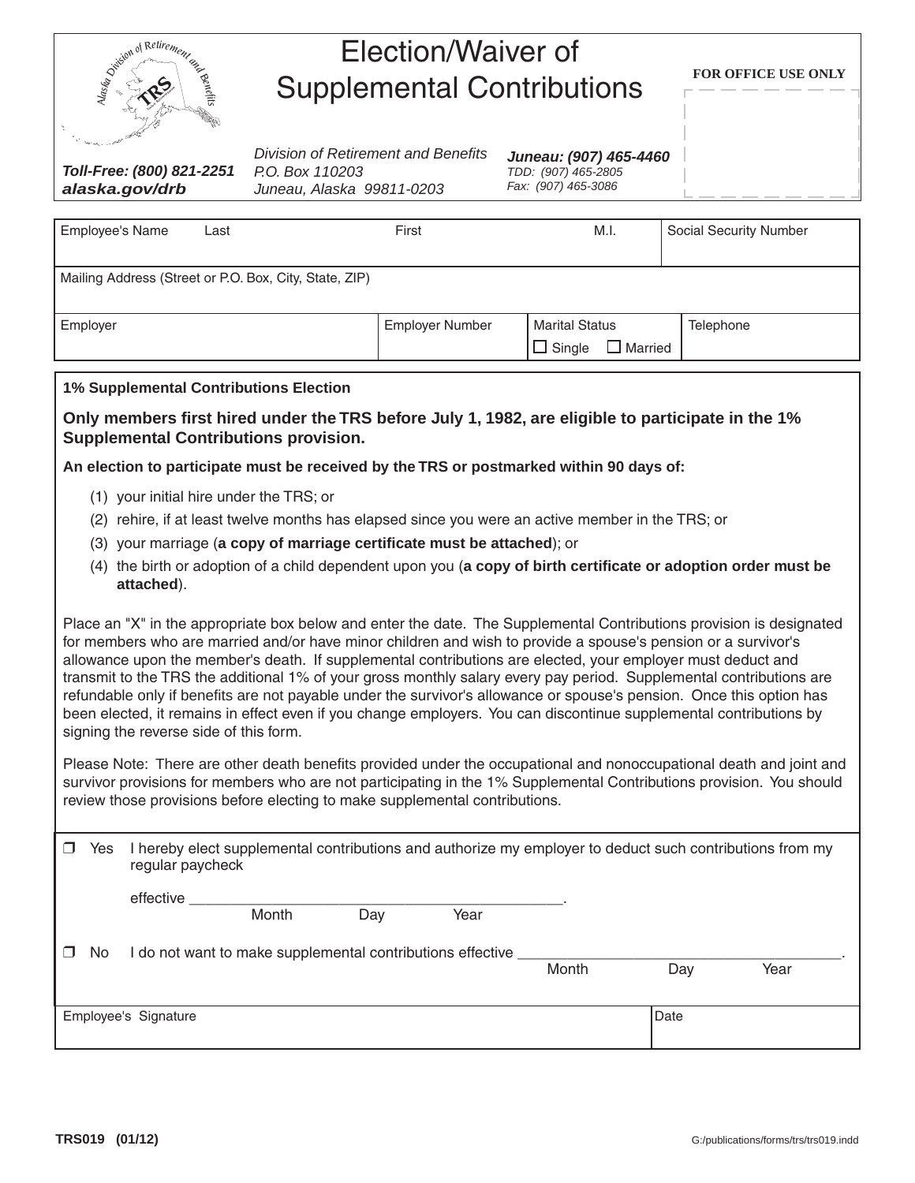# Election/Waiver of Supplemental Contributions

**FOR OFFICE USE ONLY**

*Toll-Free: (800) 821-2251*
***alaska.gov/drb***

*Division of Retirement and Benefits*
*P.O. Box 110203*
*Juneau, Alaska 99811-0203*

***Juneau: (907) 465-4460***
*TDD: (907) 465-2805*
*Fax: (907) 465-3086*

| Employee's Name Last | First | M.I. | Social Security Number |
|---|---|---|---|
| | | | |

| Mailing Address (Street or P.O. Box, City, State, ZIP) |
|---|
| |

| Employer | Employer Number | Marital Status | Telephone |
|---|---|---|---|
| | | ☐ Single ☐ Married | |

**1% Supplemental Contributions Election**

**Only members first hired under the TRS before July 1, 1982, are eligible to participate in the 1% Supplemental Contributions provision.**

**An election to participate must be received by the TRS or postmarked within 90 days of:**

(1) your initial hire under the TRS; or

(2) rehire, if at least twelve months has elapsed since you were an active member in the TRS; or

(3) your marriage (**a copy of marriage certificate must be attached**); or

(4) the birth or adoption of a child dependent upon you (**a copy of birth certificate or adoption order must be attached**).

Place an "X" in the appropriate box below and enter the date. The Supplemental Contributions provision is designated for members who are married and/or have minor children and wish to provide a spouse's pension or a survivor's allowance upon the member's death. If supplemental contributions are elected, your employer must deduct and transmit to the TRS the additional 1% of your gross monthly salary every pay period. Supplemental contributions are refundable only if benefits are not payable under the survivor's allowance or spouse's pension. Once this option has been elected, it remains in effect even if you change employers. You can discontinue supplemental contributions by signing the reverse side of this form.

Please Note: There are other death benefits provided under the occupational and nonoccupational death and joint and survivor provisions for members who are not participating in the 1% Supplemental Contributions provision. You should review those provisions before electing to make supplemental contributions.

❒ Yes I hereby elect supplemental contributions and authorize my employer to deduct such contributions from my regular paycheck

effective ______________________________.
Month Day Year

❒ No I do not want to make supplemental contributions effective ______________________________.
Month Day Year

| Employee's Signature | Date |
|---|---|
| | |

TRS019 (01/12) G:/publications/forms/trs/trs019.indd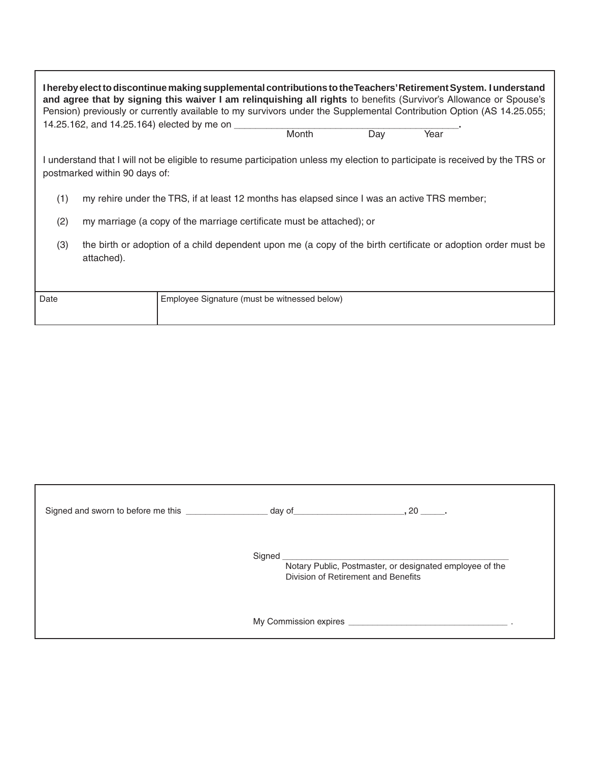**I hereby elect to discontinue making supplemental contributions to the Teachers' Retirement System. I understand and agree that by signing this waiver I am relinquishing all rights** to benefits (Survivor's Allowance or Spouse's Pension) previously or currently available to my survivors under the Supplemental Contribution Option (AS 14.25.055; 14.25.162, and 14.25.164) elected by me on ________________________________________.

Month Day Year

I understand that I will not be eligible to resume participation unless my election to participate is received by the TRS or postmarked within 90 days of:

(1) my rehire under the TRS, if at least 12 months has elapsed since I was an active TRS member;

(2) my marriage (a copy of the marriage certificate must be attached); or

(3) the birth or adoption of a child dependent upon me (a copy of the birth certificate or adoption order must be attached).

| Date | Employee Signature (must be witnessed below) |
| --- | --- |
| | |

Signed and sworn to before me this ________________ day of______________________, 20 _____.

Signed _______________________________________________

Notary Public, Postmaster, or designated employee of the Division of Retirement and Benefits

My Commission expires _________________________________ .